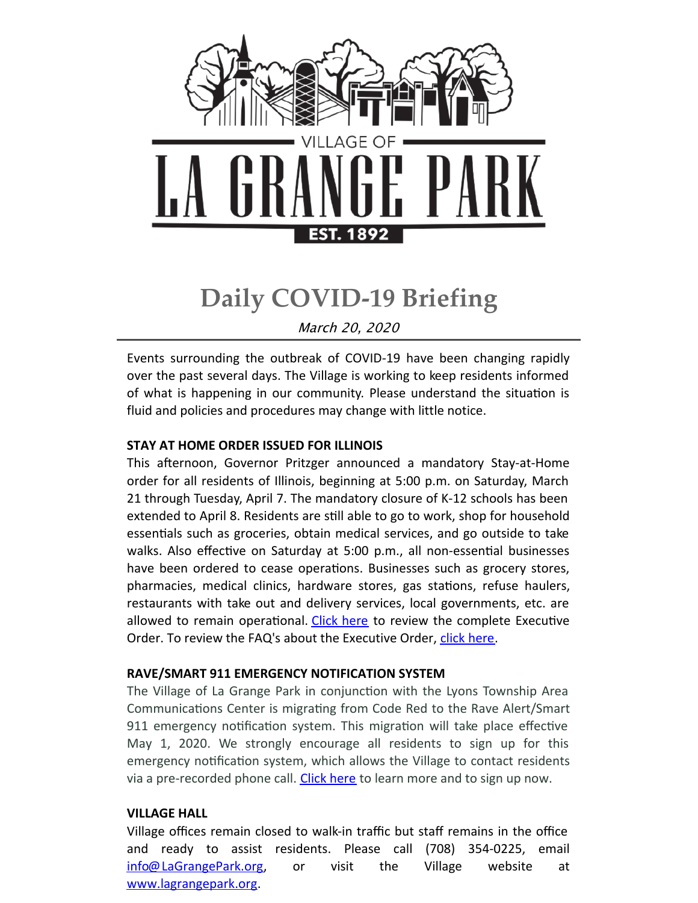VILLAGE OF

# LA GRANGE PARK

EST. 1892

# Daily COVID-19 Briefing

*March 20, 2020*

Events surrounding the outbreak of COVID-19 have been changing rapidly over the past several days. The Village is working to keep residents informed of what is happening in our community. Please understand the situation is fluid and policies and procedures may change with little notice.

**STAY AT HOME ORDER ISSUED FOR ILLINOIS**

This afternoon, Governor Pritzger announced a mandatory Stay-at-Home order for all residents of Illinois, beginning at 5:00 p.m. on Saturday, March 21 through Tuesday, April 7. The mandatory closure of K-12 schools has been extended to April 8. Residents are still able to go to work, shop for household essentials such as groceries, obtain medical services, and go outside to take walks. Also effective on Saturday at 5:00 p.m., all non-essential businesses have been ordered to cease operations. Businesses such as grocery stores, pharmacies, medical clinics, hardware stores, gas stations, refuse haulers, restaurants with take out and delivery services, local governments, etc. are allowed to remain operational. Click here to review the complete Executive Order. To review the FAQ's about the Executive Order, click here.

**RAVE/SMART 911 EMERGENCY NOTIFICATION SYSTEM**

The Village of La Grange Park in conjunction with the Lyons Township Area Communications Center is migrating from Code Red to the Rave Alert/Smart 911 emergency notification system. This migration will take place effective May 1, 2020. We strongly encourage all residents to sign up for this emergency notification system, which allows the Village to contact residents via a pre-recorded phone call. Click here to learn more and to sign up now.

**VILLAGE HALL**

Village offices remain closed to walk-in traffic but staff remains in the office and ready to assist residents. Please call (708) 354-0225, email info@LaGrangePark.org, or visit the Village website at www.lagrangepark.org.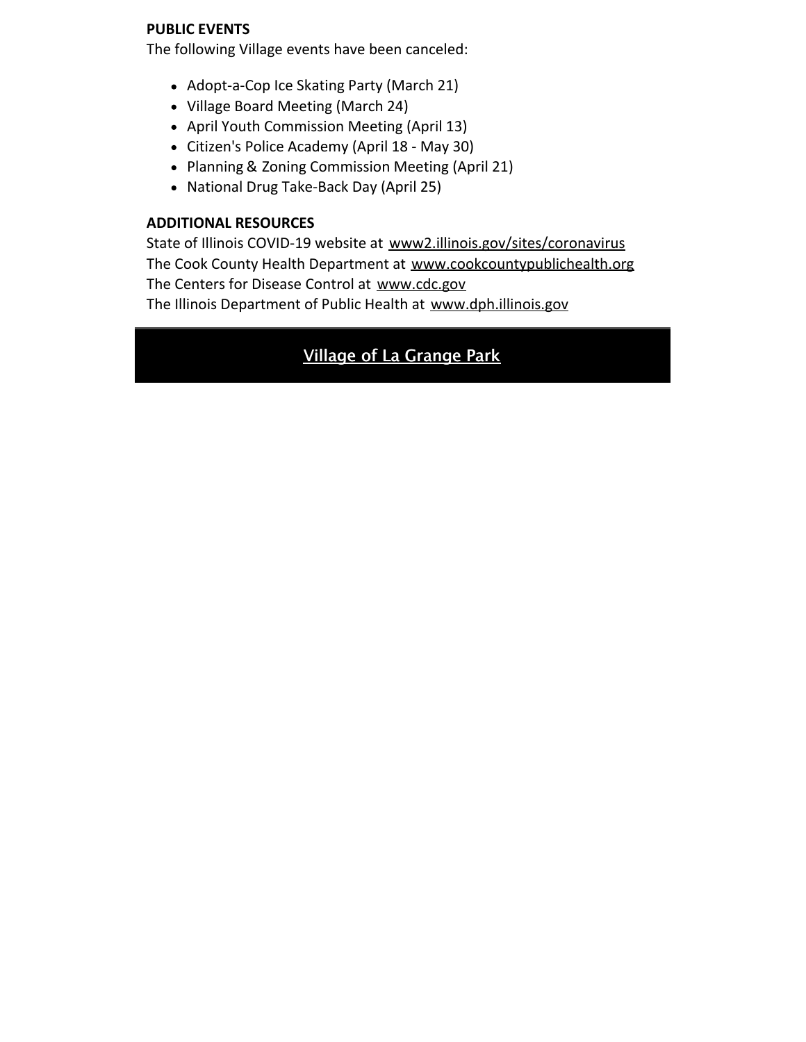**PUBLIC EVENTS**

The following Village events have been canceled:

- Adopt-a-Cop Ice Skating Party (March 21)
- Village Board Meeting (March 24)
- April Youth Commission Meeting (April 13)
- Citizen's Police Academy (April 18 - May 30)
- Planning & Zoning Commission Meeting (April 21)
- National Drug Take-Back Day (April 25)

**ADDITIONAL RESOURCES**

State of Illinois COVID-19 website at www2.illinois.gov/sites/coronavirus
The Cook County Health Department at www.cookcountypublichealth.org
The Centers for Disease Control at www.cdc.gov
The Illinois Department of Public Health at www.dph.illinois.gov

Village of La Grange Park